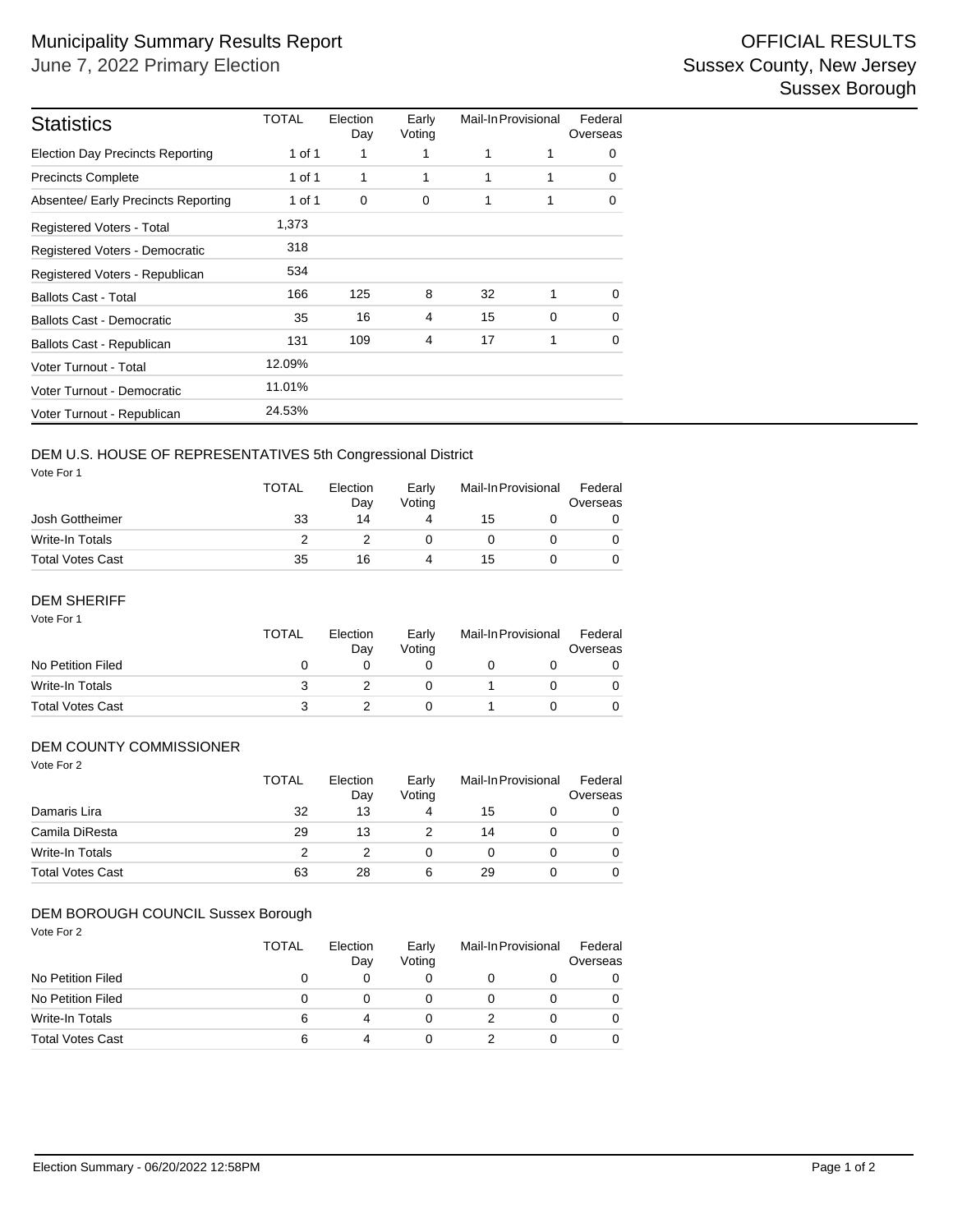# Municipality Summary Results Report

June 7, 2022 Primary Election

OFFICIAL RESULTS
Sussex County, New Jersey
Sussex Borough

| Statistics | TOTAL | Election Day | Early Voting | Mail-In | Provisional | Federal Overseas |
|---|---|---|---|---|---|---|
| Election Day Precincts Reporting | 1 of 1 | 1 | 1 | 1 | 1 | 0 |
| Precincts Complete | 1 of 1 | 1 | 1 | 1 | 1 | 0 |
| Absentee/ Early Precincts Reporting | 1 of 1 | 0 | 0 | 1 | 1 | 0 |
| Registered Voters - Total | 1,373 | | | | | |
| Registered Voters - Democratic | 318 | | | | | |
| Registered Voters - Republican | 534 | | | | | |
| Ballots Cast - Total | 166 | 125 | 8 | 32 | 1 | 0 |
| Ballots Cast - Democratic | 35 | 16 | 4 | 15 | 0 | 0 |
| Ballots Cast - Republican | 131 | 109 | 4 | 17 | 1 | 0 |
| Voter Turnout - Total | 12.09% | | | | | |
| Voter Turnout - Democratic | 11.01% | | | | | |
| Voter Turnout - Republican | 24.53% | | | | | |

## DEM U.S. HOUSE OF REPRESENTATIVES 5th Congressional District

Vote For 1

| | TOTAL | Election Day | Early Voting | Mail-In | Provisional | Federal Overseas |
|---|---|---|---|---|---|---|
| Josh Gottheimer | 33 | 14 | 4 | 15 | 0 | 0 |
| Write-In Totals | 2 | 2 | 0 | 0 | 0 | 0 |
| Total Votes Cast | 35 | 16 | 4 | 15 | 0 | 0 |

## DEM SHERIFF

Vote For 1

| | TOTAL | Election Day | Early Voting | Mail-In | Provisional | Federal Overseas |
|---|---|---|---|---|---|---|
| No Petition Filed | 0 | 0 | 0 | 0 | 0 | 0 |
| Write-In Totals | 3 | 2 | 0 | 1 | 0 | 0 |
| Total Votes Cast | 3 | 2 | 0 | 1 | 0 | 0 |

## DEM COUNTY COMMISSIONER

Vote For 2

| | TOTAL | Election Day | Early Voting | Mail-In | Provisional | Federal Overseas |
|---|---|---|---|---|---|---|
| Damaris Lira | 32 | 13 | 4 | 15 | 0 | 0 |
| Camila DiResta | 29 | 13 | 2 | 14 | 0 | 0 |
| Write-In Totals | 2 | 2 | 0 | 0 | 0 | 0 |
| Total Votes Cast | 63 | 28 | 6 | 29 | 0 | 0 |

## DEM BOROUGH COUNCIL Sussex Borough

Vote For 2

| | TOTAL | Election Day | Early Voting | Mail-In | Provisional | Federal Overseas |
|---|---|---|---|---|---|---|
| No Petition Filed | 0 | 0 | 0 | 0 | 0 | 0 |
| No Petition Filed | 0 | 0 | 0 | 0 | 0 | 0 |
| Write-In Totals | 6 | 4 | 0 | 2 | 0 | 0 |
| Total Votes Cast | 6 | 4 | 0 | 2 | 0 | 0 |

Election Summary - 06/20/2022 12:58PM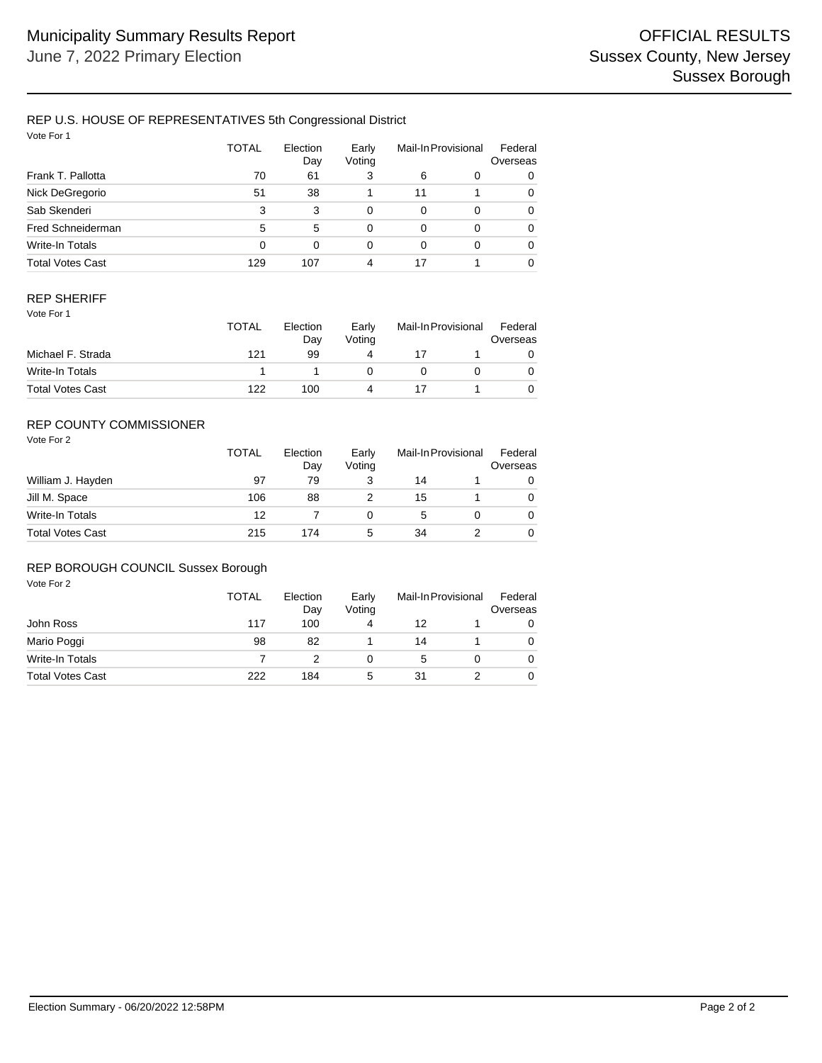# Municipality Summary Results Report

June 7, 2022 Primary Election

OFFICIAL RESULTS
Sussex County, New Jersey
Sussex Borough

## REP U.S. HOUSE OF REPRESENTATIVES 5th Congressional District

Vote For 1

| | TOTAL | Election Day | Early Voting | Mail-In | Provisional | Federal Overseas |
|---|---|---|---|---|---|---|
| Frank T. Pallotta | 70 | 61 | 3 | 6 | 0 | 0 |
| Nick DeGregorio | 51 | 38 | 1 | 11 | 1 | 0 |
| Sab Skenderi | 3 | 3 | 0 | 0 | 0 | 0 |
| Fred Schneiderman | 5 | 5 | 0 | 0 | 0 | 0 |
| Write-In Totals | 0 | 0 | 0 | 0 | 0 | 0 |
| Total Votes Cast | 129 | 107 | 4 | 17 | 1 | 0 |

## REP SHERIFF

Vote For 1

| | TOTAL | Election Day | Early Voting | Mail-In | Provisional | Federal Overseas |
|---|---|---|---|---|---|---|
| Michael F. Strada | 121 | 99 | 4 | 17 | 1 | 0 |
| Write-In Totals | 1 | 1 | 0 | 0 | 0 | 0 |
| Total Votes Cast | 122 | 100 | 4 | 17 | 1 | 0 |

## REP COUNTY COMMISSIONER

Vote For 2

| | TOTAL | Election Day | Early Voting | Mail-In | Provisional | Federal Overseas |
|---|---|---|---|---|---|---|
| William J. Hayden | 97 | 79 | 3 | 14 | 1 | 0 |
| Jill M. Space | 106 | 88 | 2 | 15 | 1 | 0 |
| Write-In Totals | 12 | 7 | 0 | 5 | 0 | 0 |
| Total Votes Cast | 215 | 174 | 5 | 34 | 2 | 0 |

## REP BOROUGH COUNCIL Sussex Borough

Vote For 2

| | TOTAL | Election Day | Early Voting | Mail-In | Provisional | Federal Overseas |
|---|---|---|---|---|---|---|
| John Ross | 117 | 100 | 4 | 12 | 1 | 0 |
| Mario Poggi | 98 | 82 | 1 | 14 | 1 | 0 |
| Write-In Totals | 7 | 2 | 0 | 5 | 0 | 0 |
| Total Votes Cast | 222 | 184 | 5 | 31 | 2 | 0 |

Election Summary - 06/20/2022 12:58PM